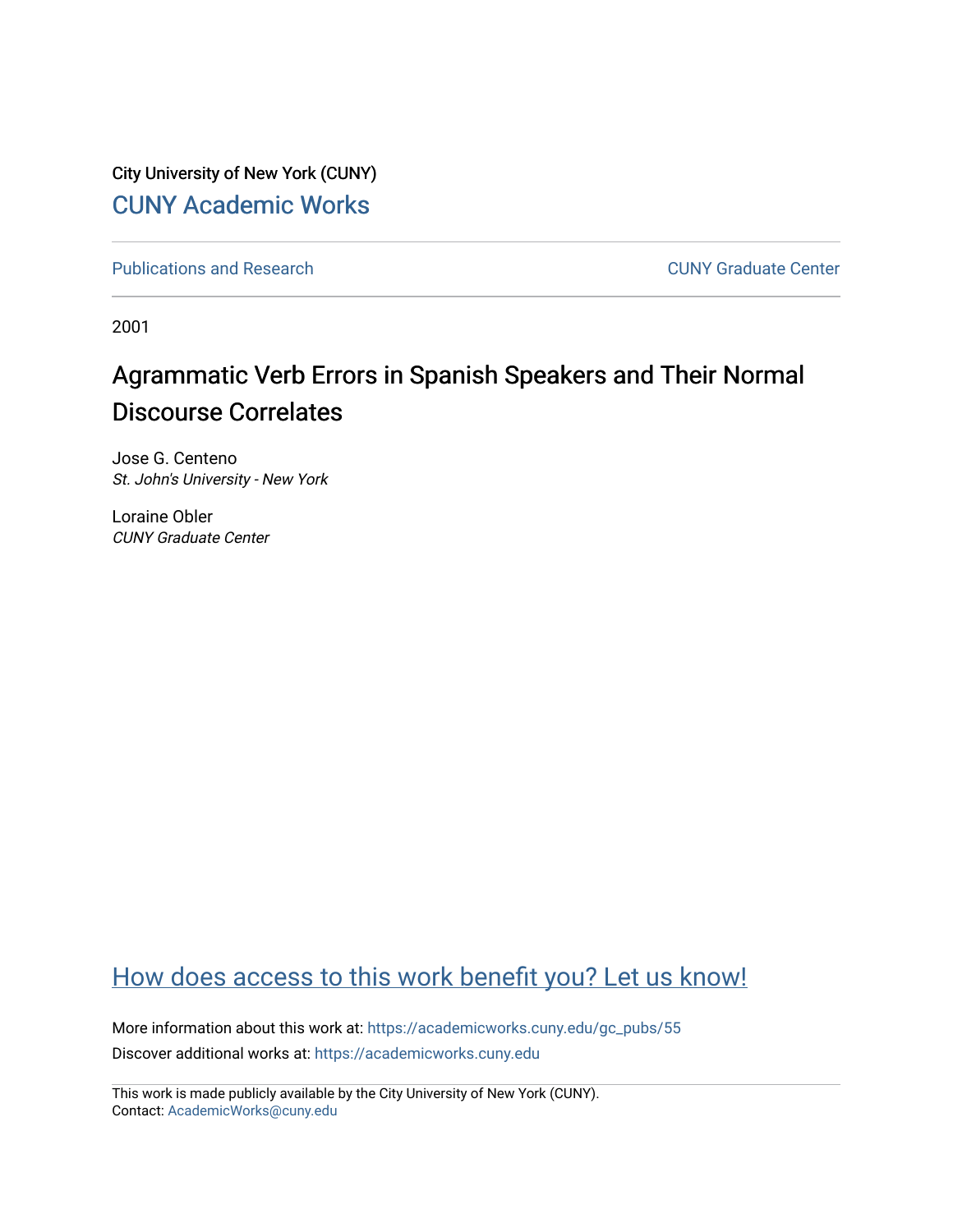City University of New York (CUNY)

CUNY Academic Works

Publications and Research

CUNY Graduate Center

2001

# Agrammatic Verb Errors in Spanish Speakers and Their Normal Discourse Correlates

Jose G. Centeno
*St. John's University - New York*

Loraine Obler
*CUNY Graduate Center*

How does access to this work benefit you? Let us know!

More information about this work at: https://academicworks.cuny.edu/gc_pubs/55

Discover additional works at: https://academicworks.cuny.edu

This work is made publicly available by the City University of New York (CUNY).
Contact: AcademicWorks@cuny.edu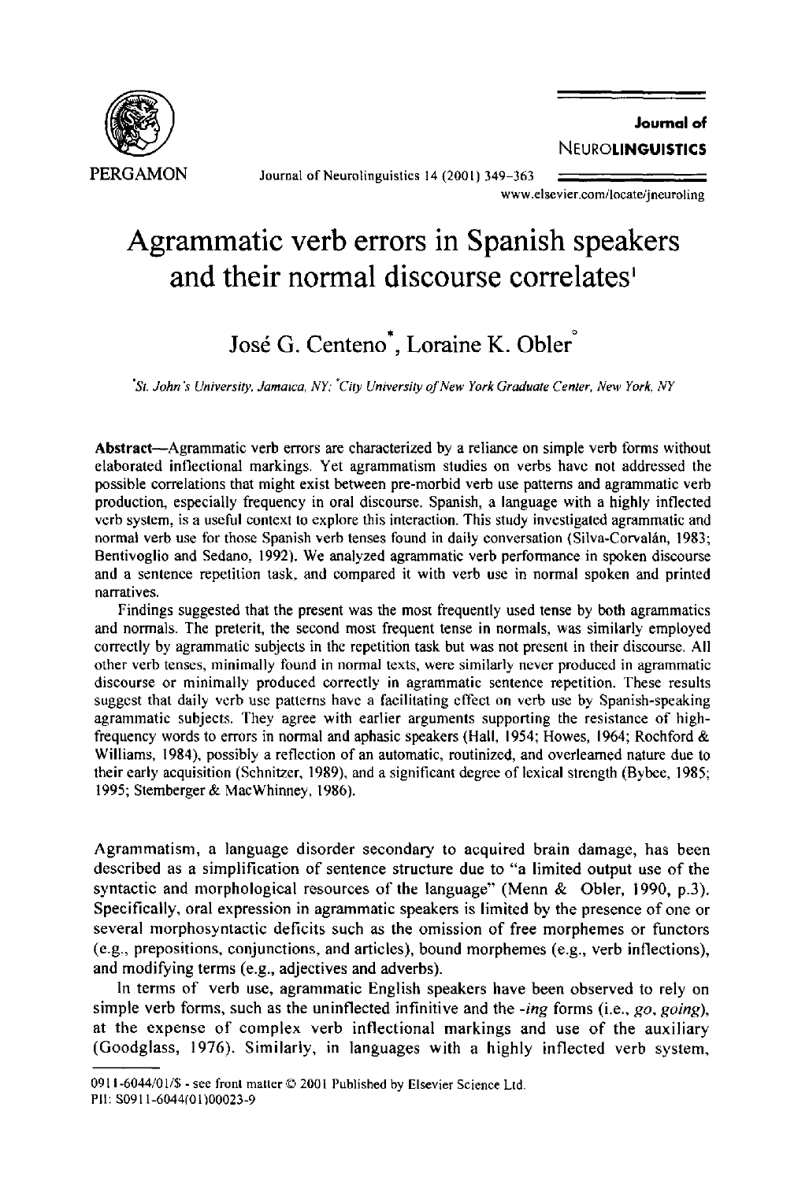# Agrammatic verb errors in Spanish speakers and their normal discourse correlates[1]

José G. Centeno[*], Loraine K. Obler[°]

[*]St. John's University, Jamaica, NY; [°]City University of New York Graduate Center, New York, NY

**Abstract**—Agrammatic verb errors are characterized by a reliance on simple verb forms without elaborated inflectional markings. Yet agrammatism studies on verbs have not addressed the possible correlations that might exist between pre-morbid verb use patterns and agrammatic verb production, especially frequency in oral discourse. Spanish, a language with a highly inflected verb system, is a useful context to explore this interaction. This study investigated agrammatic and normal verb use for those Spanish verb tenses found in daily conversation (Silva-Corvalán, 1983; Bentivoglio and Sedano, 1992). We analyzed agrammatic verb performance in spoken discourse and a sentence repetition task, and compared it with verb use in normal spoken and printed narratives.

Findings suggested that the present was the most frequently used tense by both agrammatics and normals. The preterit, the second most frequent tense in normals, was similarly employed correctly by agrammatic subjects in the repetition task but was not present in their discourse. All other verb tenses, minimally found in normal texts, were similarly never produced in agrammatic discourse or minimally produced correctly in agrammatic sentence repetition. These results suggest that daily verb use patterns have a facilitating effect on verb use by Spanish-speaking agrammatic subjects. They agree with earlier arguments supporting the resistance of high-frequency words to errors in normal and aphasic speakers (Hall, 1954; Howes, 1964; Rochford & Williams, 1984), possibly a reflection of an automatic, routinized, and overlearned nature due to their early acquisition (Schnitzer, 1989), and a significant degree of lexical strength (Bybee, 1985; 1995; Stemberger & MacWhinney, 1986).

Agrammatism, a language disorder secondary to acquired brain damage, has been described as a simplification of sentence structure due to "a limited output use of the syntactic and morphological resources of the language" (Menn & Obler, 1990, p.3). Specifically, oral expression in agrammatic speakers is limited by the presence of one or several morphosyntactic deficits such as the omission of free morphemes or functors (e.g., prepositions, conjunctions, and articles), bound morphemes (e.g., verb inflections), and modifying terms (e.g., adjectives and adverbs).

In terms of verb use, agrammatic English speakers have been observed to rely on simple verb forms, such as the uninflected infinitive and the *-ing* forms (i.e., *go*, *going*), at the expense of complex verb inflectional markings and use of the auxiliary (Goodglass, 1976). Similarly, in languages with a highly inflected verb system,

0911-6044/01/$ - see front matter © 2001 Published by Elsevier Science Ltd.
PII: S0911-6044(01)00023-9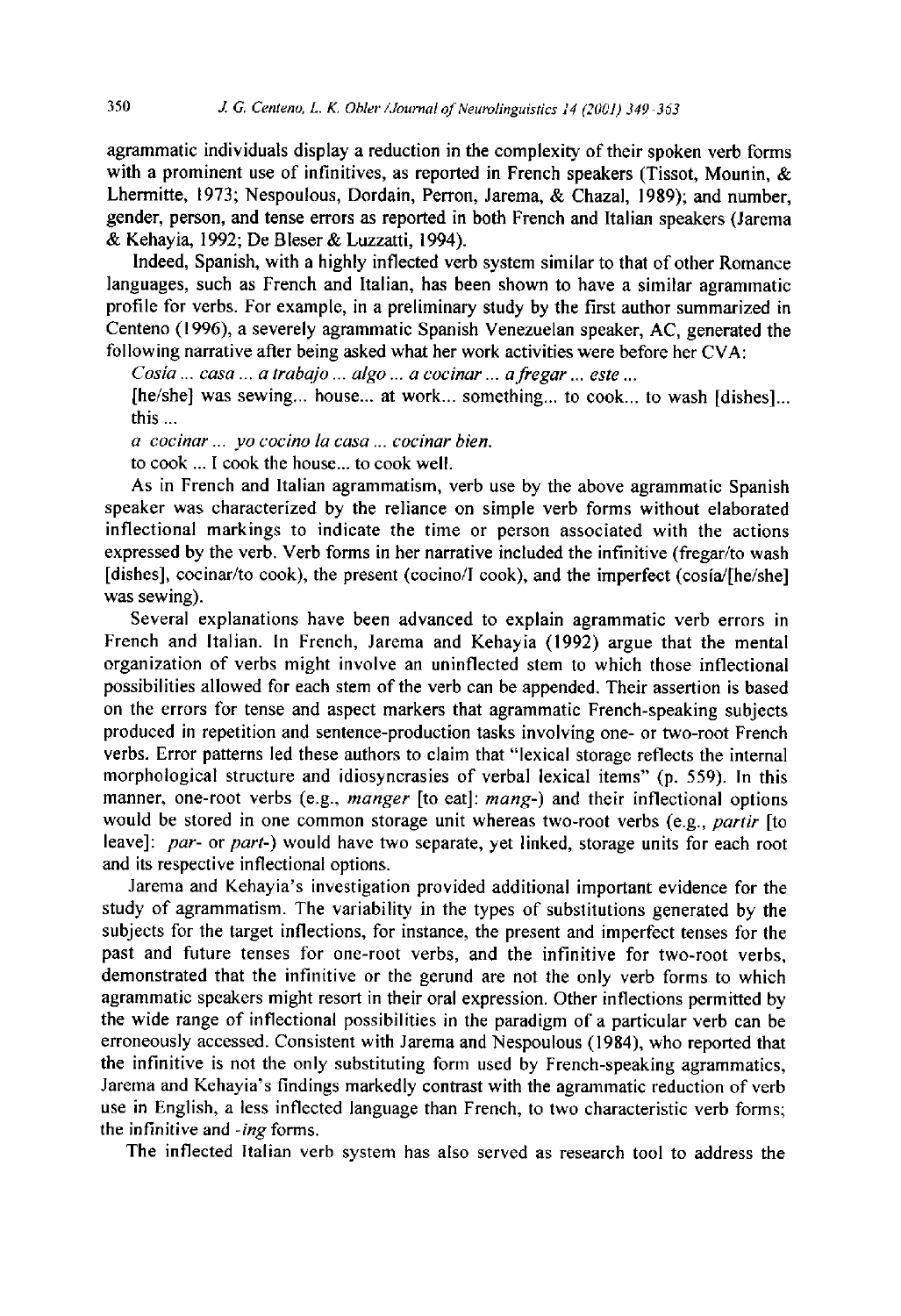agrammatic individuals display a reduction in the complexity of their spoken verb forms with a prominent use of infinitives, as reported in French speakers (Tissot, Mounin, & Lhermitte, 1973; Nespoulous, Dordain, Perron, Jarema, & Chazal, 1989); and number, gender, person, and tense errors as reported in both French and Italian speakers (Jarema & Kehayia, 1992; De Bleser & Luzzatti, 1994).

Indeed, Spanish, with a highly inflected verb system similar to that of other Romance languages, such as French and Italian, has been shown to have a similar agrammatic profile for verbs. For example, in a preliminary study by the first author summarized in Centeno (1996), a severely agrammatic Spanish Venezuelan speaker, AC, generated the following narrative after being asked what her work activities were before her CVA:

*Cosía ... casa ... a trabajo ... algo ... a cocinar ... a fregar ... este ...*

[he/she] was sewing... house... at work... something... to cook... to wash [dishes]... this ...

*a cocinar ... yo cocino la casa ... cocinar bien.*

to cook ... I cook the house... to cook well.

As in French and Italian agrammatism, verb use by the above agrammatic Spanish speaker was characterized by the reliance on simple verb forms without elaborated inflectional markings to indicate the time or person associated with the actions expressed by the verb. Verb forms in her narrative included the infinitive (fregar/to wash [dishes], cocinar/to cook), the present (cocino/I cook), and the imperfect (cosía/[he/she] was sewing).

Several explanations have been advanced to explain agrammatic verb errors in French and Italian. In French, Jarema and Kehayia (1992) argue that the mental organization of verbs might involve an uninflected stem to which those inflectional possibilities allowed for each stem of the verb can be appended. Their assertion is based on the errors for tense and aspect markers that agrammatic French-speaking subjects produced in repetition and sentence-production tasks involving one- or two-root French verbs. Error patterns led these authors to claim that "lexical storage reflects the internal morphological structure and idiosyncrasies of verbal lexical items" (p. 559). In this manner, one-root verbs (e.g., *manger* [to eat]: *mang-*) and their inflectional options would be stored in one common storage unit whereas two-root verbs (e.g., *partir* [to leave]: *par-* or *part-*) would have two separate, yet linked, storage units for each root and its respective inflectional options.

Jarema and Kehayia's investigation provided additional important evidence for the study of agrammatism. The variability in the types of substitutions generated by the subjects for the target inflections, for instance, the present and imperfect tenses for the past and future tenses for one-root verbs, and the infinitive for two-root verbs, demonstrated that the infinitive or the gerund are not the only verb forms to which agrammatic speakers might resort in their oral expression. Other inflections permitted by the wide range of inflectional possibilities in the paradigm of a particular verb can be erroneously accessed. Consistent with Jarema and Nespoulous (1984), who reported that the infinitive is not the only substituting form used by French-speaking agrammatics, Jarema and Kehayia's findings markedly contrast with the agrammatic reduction of verb use in English, a less inflected language than French, to two characteristic verb forms; the infinitive and *-ing* forms.

The inflected Italian verb system has also served as research tool to address the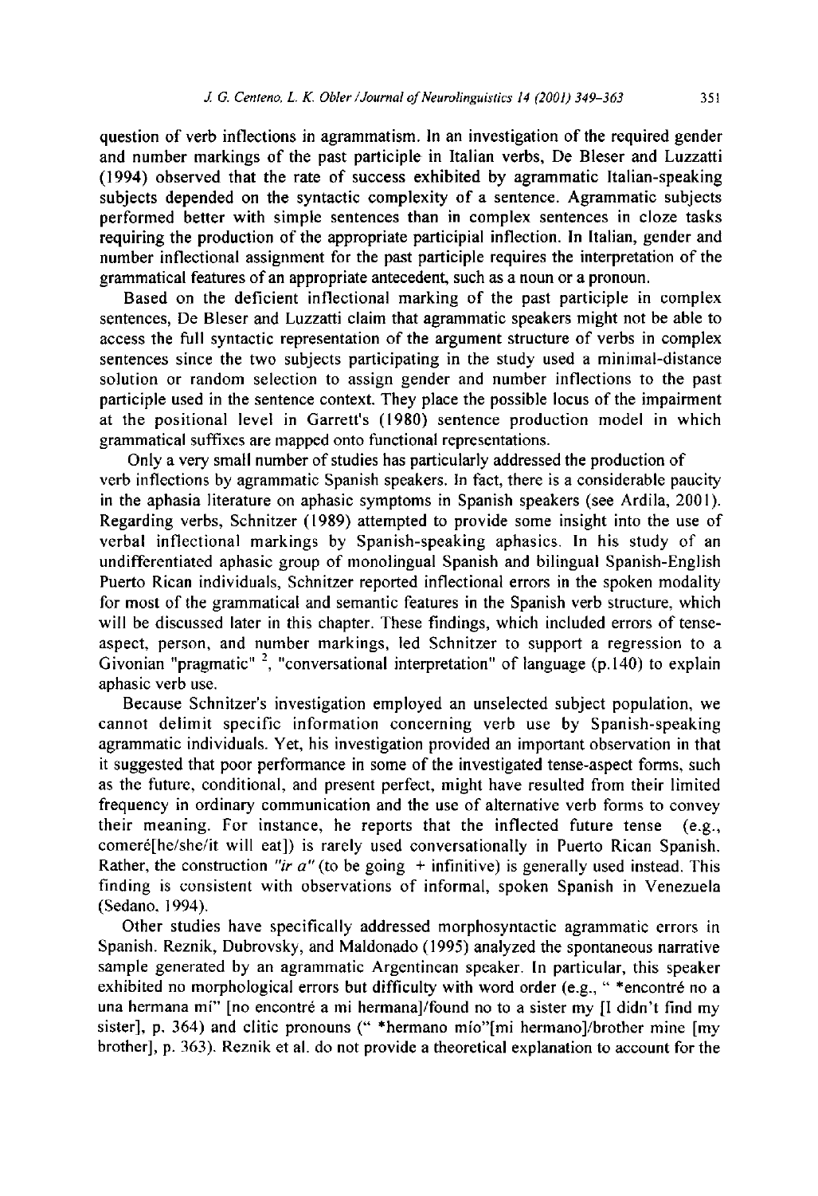question of verb inflections in agrammatism. In an investigation of the required gender and number markings of the past participle in Italian verbs, De Bleser and Luzzatti (1994) observed that the rate of success exhibited by agrammatic Italian-speaking subjects depended on the syntactic complexity of a sentence. Agrammatic subjects performed better with simple sentences than in complex sentences in cloze tasks requiring the production of the appropriate participial inflection. In Italian, gender and number inflectional assignment for the past participle requires the interpretation of the grammatical features of an appropriate antecedent, such as a noun or a pronoun.

Based on the deficient inflectional marking of the past participle in complex sentences, De Bleser and Luzzatti claim that agrammatic speakers might not be able to access the full syntactic representation of the argument structure of verbs in complex sentences since the two subjects participating in the study used a minimal-distance solution or random selection to assign gender and number inflections to the past participle used in the sentence context. They place the possible locus of the impairment at the positional level in Garrett's (1980) sentence production model in which grammatical suffixes are mapped onto functional representations.

Only a very small number of studies has particularly addressed the production of verb inflections by agrammatic Spanish speakers. In fact, there is a considerable paucity in the aphasia literature on aphasic symptoms in Spanish speakers (see Ardila, 2001). Regarding verbs, Schnitzer (1989) attempted to provide some insight into the use of verbal inflectional markings by Spanish-speaking aphasics. In his study of an undifferentiated aphasic group of monolingual Spanish and bilingual Spanish-English Puerto Rican individuals, Schnitzer reported inflectional errors in the spoken modality for most of the grammatical and semantic features in the Spanish verb structure, which will be discussed later in this chapter. These findings, which included errors of tense-aspect, person, and number markings, led Schnitzer to support a regression to a Givonian "pragmatic" [2], "conversational interpretation" of language (p.140) to explain aphasic verb use.

Because Schnitzer's investigation employed an unselected subject population, we cannot delimit specific information concerning verb use by Spanish-speaking agrammatic individuals. Yet, his investigation provided an important observation in that it suggested that poor performance in some of the investigated tense-aspect forms, such as the future, conditional, and present perfect, might have resulted from their limited frequency in ordinary communication and the use of alternative verb forms to convey their meaning. For instance, he reports that the inflected future tense (e.g., comeré[he/she/it will eat]) is rarely used conversationally in Puerto Rican Spanish. Rather, the construction *"ir a"* (to be going + infinitive) is generally used instead. This finding is consistent with observations of informal, spoken Spanish in Venezuela (Sedano, 1994).

Other studies have specifically addressed morphosyntactic agrammatic errors in Spanish. Reznik, Dubrovsky, and Maldonado (1995) analyzed the spontaneous narrative sample generated by an agrammatic Argentinean speaker. In particular, this speaker exhibited no morphological errors but difficulty with word order (e.g., " *encontré no a una hermana mí" [no encontré a mi hermana]/found no to a sister my [I didn't find my sister], p. 364) and clitic pronouns (" *hermano mío"[mi hermano]/brother mine [my brother], p. 363). Reznik et al. do not provide a theoretical explanation to account for the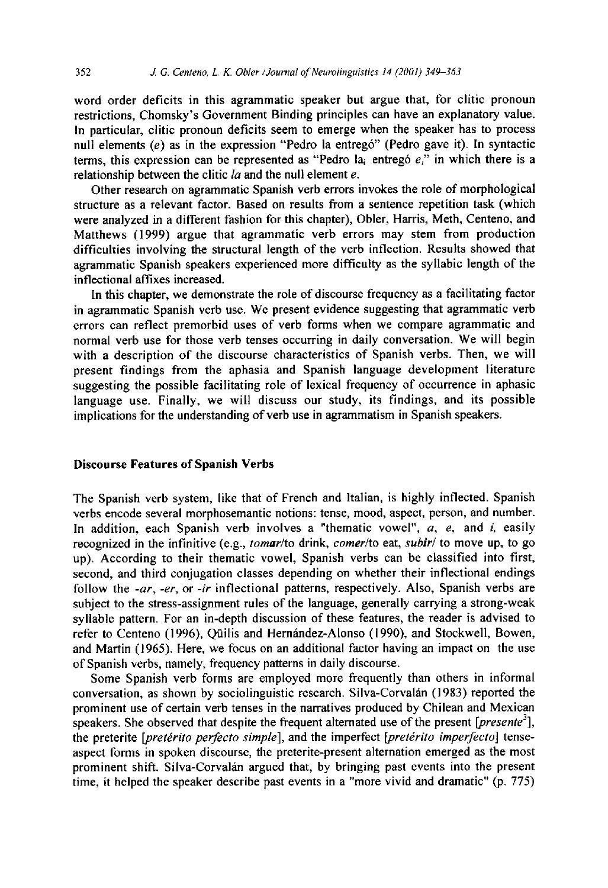word order deficits in this agrammatic speaker but argue that, for clitic pronoun restrictions, Chomsky's Government Binding principles can have an explanatory value. In particular, clitic pronoun deficits seem to emerge when the speaker has to process null elements (*e*) as in the expression "Pedro la entregó" (Pedro gave it). In syntactic terms, this expression can be represented as "Pedro $la_i$ entregó $e_i$" in which there is a relationship between the clitic *la* and the null element *e*.

Other research on agrammatic Spanish verb errors invokes the role of morphological structure as a relevant factor. Based on results from a sentence repetition task (which were analyzed in a different fashion for this chapter), Obler, Harris, Meth, Centeno, and Matthews (1999) argue that agrammatic verb errors may stem from production difficulties involving the structural length of the verb inflection. Results showed that agrammatic Spanish speakers experienced more difficulty as the syllabic length of the inflectional affixes increased.

In this chapter, we demonstrate the role of discourse frequency as a facilitating factor in agrammatic Spanish verb use. We present evidence suggesting that agrammatic verb errors can reflect premorbid uses of verb forms when we compare agrammatic and normal verb use for those verb tenses occurring in daily conversation. We will begin with a description of the discourse characteristics of Spanish verbs. Then, we will present findings from the aphasia and Spanish language development literature suggesting the possible facilitating role of lexical frequency of occurrence in aphasic language use. Finally, we will discuss our study, its findings, and its possible implications for the understanding of verb use in agrammatism in Spanish speakers.

## Discourse Features of Spanish Verbs

The Spanish verb system, like that of French and Italian, is highly inflected. Spanish verbs encode several morphosemantic notions: tense, mood, aspect, person, and number. In addition, each Spanish verb involves a "thematic vowel", *a*, *e*, and *i*, easily recognized in the infinitive (e.g., *tomar*/to drink, *comer*/to eat, *subir*/ to move up, to go up). According to their thematic vowel, Spanish verbs can be classified into first, second, and third conjugation classes depending on whether their inflectional endings follow the *-ar*, *-er*, or *-ir* inflectional patterns, respectively. Also, Spanish verbs are subject to the stress-assignment rules of the language, generally carrying a strong-weak syllable pattern. For an in-depth discussion of these features, the reader is advised to refer to Centeno (1996), Qüilis and Hernández-Alonso (1990), and Stockwell, Bowen, and Martin (1965). Here, we focus on an additional factor having an impact on the use of Spanish verbs, namely, frequency patterns in daily discourse.

Some Spanish verb forms are employed more frequently than others in informal conversation, as shown by sociolinguistic research. Silva-Corvalán (1983) reported the prominent use of certain verb tenses in the narratives produced by Chilean and Mexican speakers. She observed that despite the frequent alternated use of the present [*presente*[3]], the preterite [*pretérito perfecto simple*], and the imperfect [*pretérito imperfecto*] tense-aspect forms in spoken discourse, the preterite-present alternation emerged as the most prominent shift. Silva-Corvalán argued that, by bringing past events into the present time, it helped the speaker describe past events in a "more vivid and dramatic" (p. 775)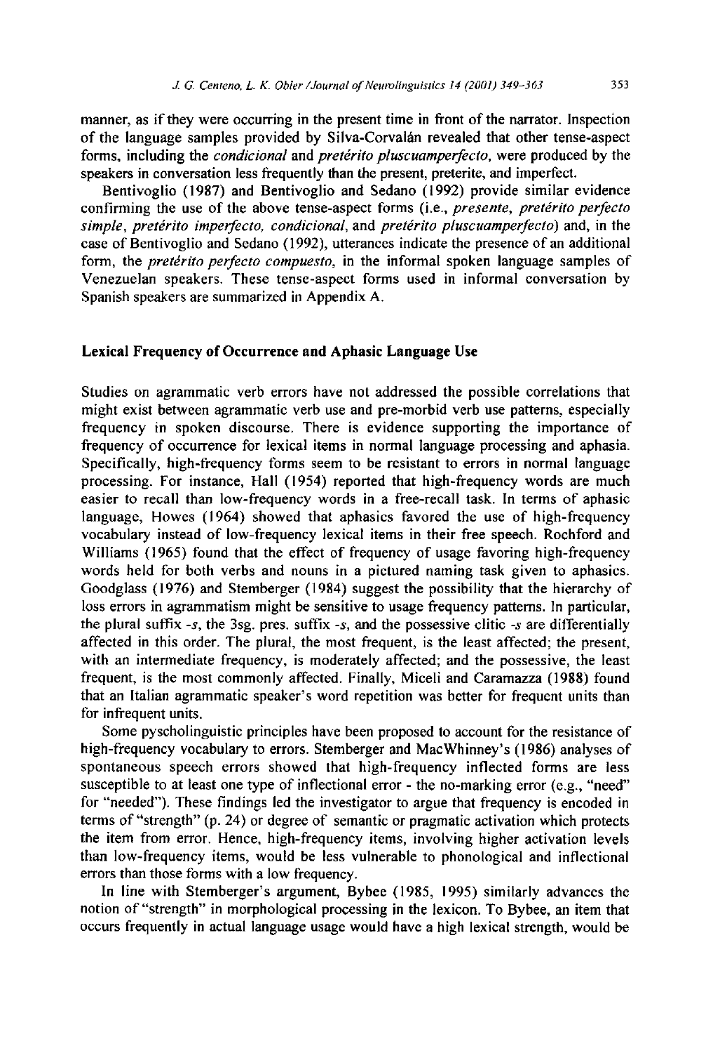manner, as if they were occurring in the present time in front of the narrator. Inspection of the language samples provided by Silva-Corvalán revealed that other tense-aspect forms, including the *condicional* and *pretérito pluscuamperfecto*, were produced by the speakers in conversation less frequently than the present, preterite, and imperfect.

Bentivoglio (1987) and Bentivoglio and Sedano (1992) provide similar evidence confirming the use of the above tense-aspect forms (i.e., *presente, pretérito perfecto simple, pretérito imperfecto, condicional*, and *pretérito pluscuamperfecto*) and, in the case of Bentivoglio and Sedano (1992), utterances indicate the presence of an additional form, the *pretérito perfecto compuesto*, in the informal spoken language samples of Venezuelan speakers. These tense-aspect forms used in informal conversation by Spanish speakers are summarized in Appendix A.

## Lexical Frequency of Occurrence and Aphasic Language Use

Studies on agrammatic verb errors have not addressed the possible correlations that might exist between agrammatic verb use and pre-morbid verb use patterns, especially frequency in spoken discourse. There is evidence supporting the importance of frequency of occurrence for lexical items in normal language processing and aphasia. Specifically, high-frequency forms seem to be resistant to errors in normal language processing. For instance, Hall (1954) reported that high-frequency words are much easier to recall than low-frequency words in a free-recall task. In terms of aphasic language, Howes (1964) showed that aphasics favored the use of high-frequency vocabulary instead of low-frequency lexical items in their free speech. Rochford and Williams (1965) found that the effect of frequency of usage favoring high-frequency words held for both verbs and nouns in a pictured naming task given to aphasics. Goodglass (1976) and Stemberger (1984) suggest the possibility that the hierarchy of loss errors in agrammatism might be sensitive to usage frequency patterns. In particular, the plural suffix *-s*, the 3sg. pres. suffix *-s*, and the possessive clitic *-s* are differentially affected in this order. The plural, the most frequent, is the least affected; the present, with an intermediate frequency, is moderately affected; and the possessive, the least frequent, is the most commonly affected. Finally, Miceli and Caramazza (1988) found that an Italian agrammatic speaker's word repetition was better for frequent units than for infrequent units.

Some pyscholinguistic principles have been proposed to account for the resistance of high-frequency vocabulary to errors. Stemberger and MacWhinney's (1986) analyses of spontaneous speech errors showed that high-frequency inflected forms are less susceptible to at least one type of inflectional error - the no-marking error (e.g., "need" for "needed"). These findings led the investigator to argue that frequency is encoded in terms of "strength" (p. 24) or degree of semantic or pragmatic activation which protects the item from error. Hence, high-frequency items, involving higher activation levels than low-frequency items, would be less vulnerable to phonological and inflectional errors than those forms with a low frequency.

In line with Stemberger's argument, Bybee (1985, 1995) similarly advances the notion of "strength" in morphological processing in the lexicon. To Bybee, an item that occurs frequently in actual language usage would have a high lexical strength, would be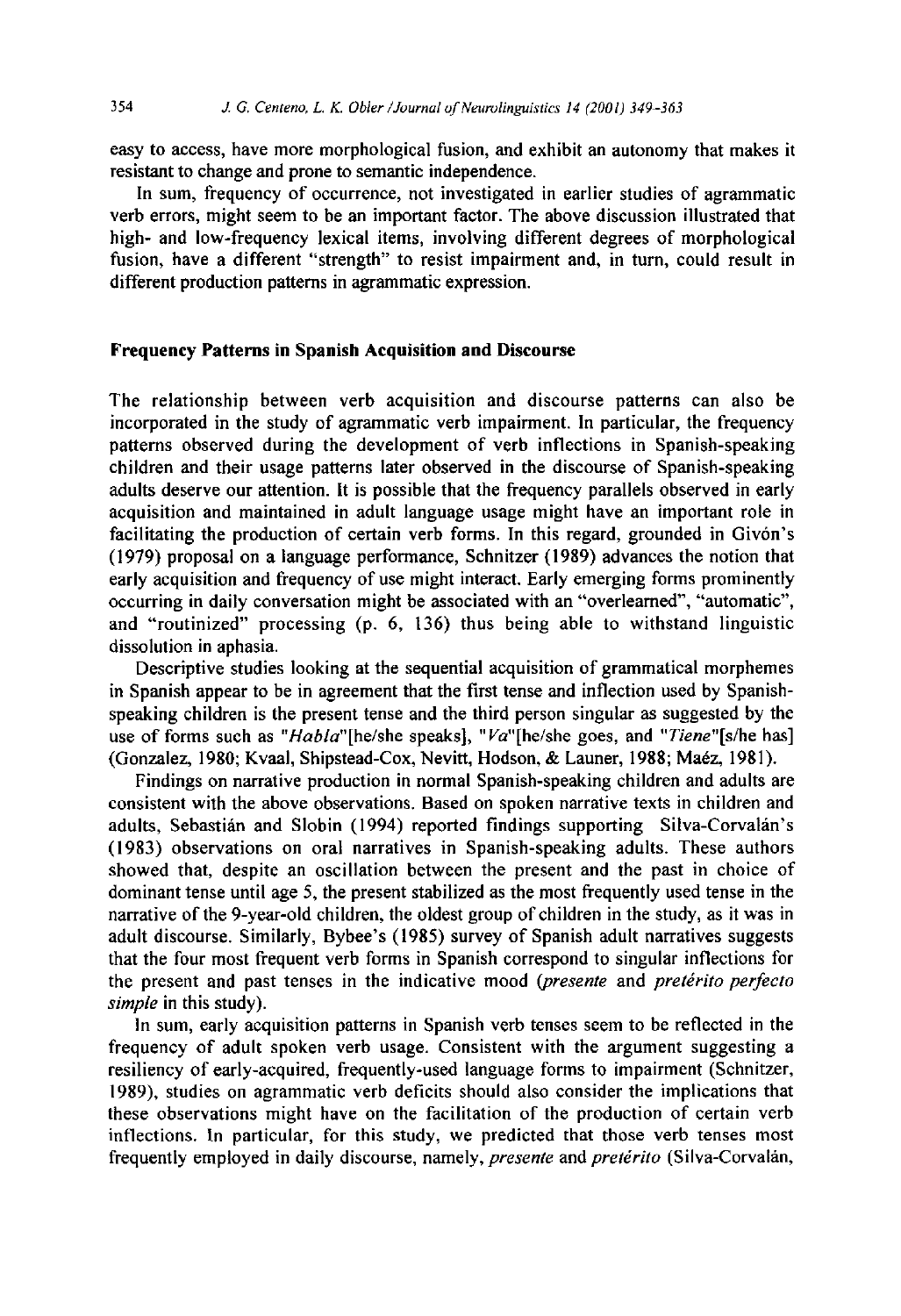easy to access, have more morphological fusion, and exhibit an autonomy that makes it resistant to change and prone to semantic independence.

In sum, frequency of occurrence, not investigated in earlier studies of agrammatic verb errors, might seem to be an important factor. The above discussion illustrated that high- and low-frequency lexical items, involving different degrees of morphological fusion, have a different "strength" to resist impairment and, in turn, could result in different production patterns in agrammatic expression.

### Frequency Patterns in Spanish Acquisition and Discourse

The relationship between verb acquisition and discourse patterns can also be incorporated in the study of agrammatic verb impairment. In particular, the frequency patterns observed during the development of verb inflections in Spanish-speaking children and their usage patterns later observed in the discourse of Spanish-speaking adults deserve our attention. It is possible that the frequency parallels observed in early acquisition and maintained in adult language usage might have an important role in facilitating the production of certain verb forms. In this regard, grounded in Givón's (1979) proposal on a language performance, Schnitzer (1989) advances the notion that early acquisition and frequency of use might interact. Early emerging forms prominently occurring in daily conversation might be associated with an "overlearned", "automatic", and "routinized" processing (p. 6, 136) thus being able to withstand linguistic dissolution in aphasia.

Descriptive studies looking at the sequential acquisition of grammatical morphemes in Spanish appear to be in agreement that the first tense and inflection used by Spanish-speaking children is the present tense and the third person singular as suggested by the use of forms such as "*Habla*"[he/she speaks], "*Va*"[he/she goes, and "*Tiene*"[s/he has] (Gonzalez, 1980; Kvaal, Shipstead-Cox, Nevitt, Hodson, & Launer, 1988; Maéz, 1981).

Findings on narrative production in normal Spanish-speaking children and adults are consistent with the above observations. Based on spoken narrative texts in children and adults, Sebastián and Slobin (1994) reported findings supporting Silva-Corvalán's (1983) observations on oral narratives in Spanish-speaking adults. These authors showed that, despite an oscillation between the present and the past in choice of dominant tense until age 5, the present stabilized as the most frequently used tense in the narrative of the 9-year-old children, the oldest group of children in the study, as it was in adult discourse. Similarly, Bybee's (1985) survey of Spanish adult narratives suggests that the four most frequent verb forms in Spanish correspond to singular inflections for the present and past tenses in the indicative mood (*presente* and *pretérito perfecto simple* in this study).

In sum, early acquisition patterns in Spanish verb tenses seem to be reflected in the frequency of adult spoken verb usage. Consistent with the argument suggesting a resiliency of early-acquired, frequently-used language forms to impairment (Schnitzer, 1989), studies on agrammatic verb deficits should also consider the implications that these observations might have on the facilitation of the production of certain verb inflections. In particular, for this study, we predicted that those verb tenses most frequently employed in daily discourse, namely, *presente* and *pretérito* (Silva-Corvalán,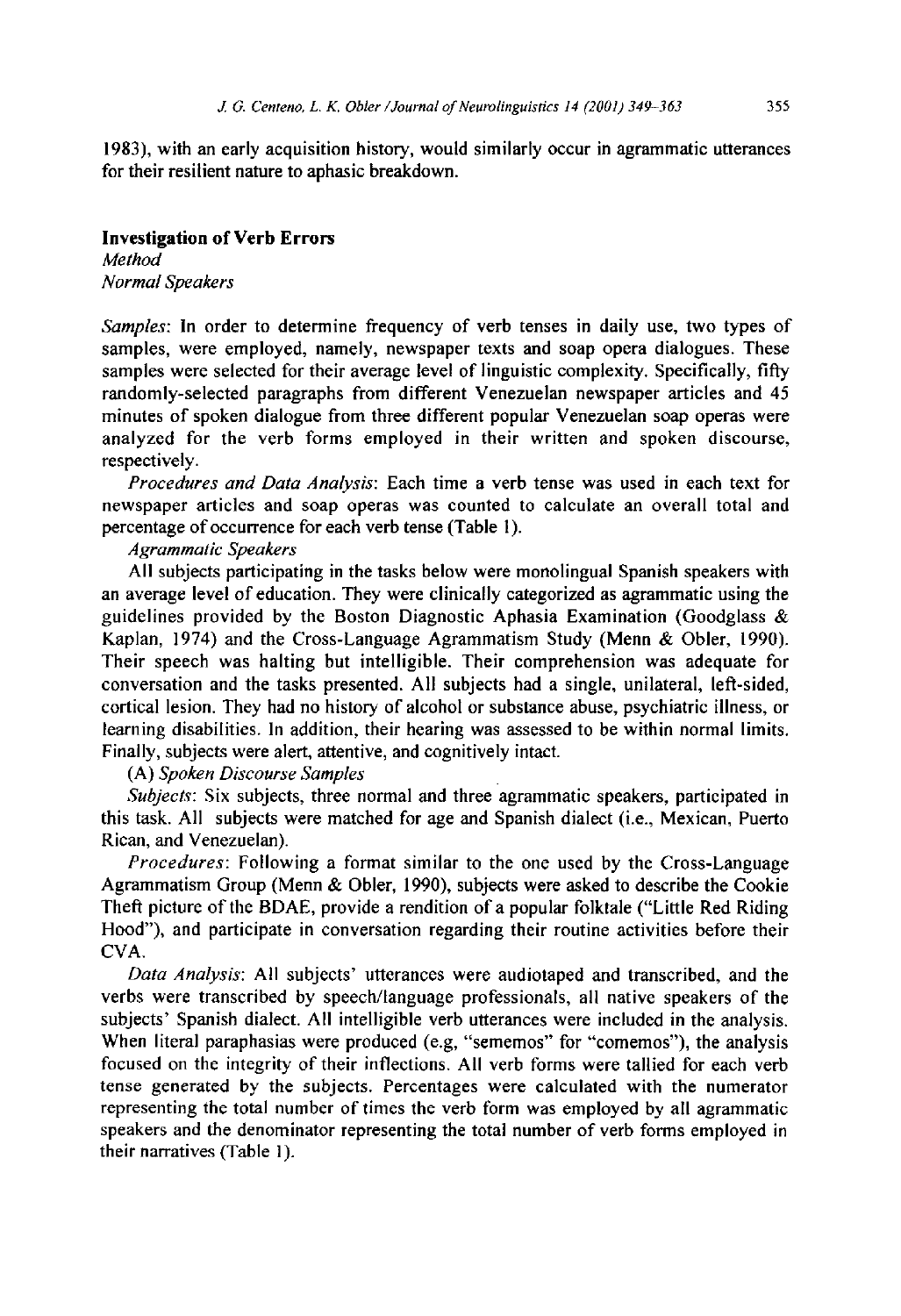1983), with an early acquisition history, would similarly occur in agrammatic utterances for their resilient nature to aphasic breakdown.

## Investigation of Verb Errors

### *Method*

#### *Normal Speakers*

*Samples*: In order to determine frequency of verb tenses in daily use, two types of samples, were employed, namely, newspaper texts and soap opera dialogues. These samples were selected for their average level of linguistic complexity. Specifically, fifty randomly-selected paragraphs from different Venezuelan newspaper articles and 45 minutes of spoken dialogue from three different popular Venezuelan soap operas were analyzed for the verb forms employed in their written and spoken discourse, respectively.

*Procedures and Data Analysis*: Each time a verb tense was used in each text for newspaper articles and soap operas was counted to calculate an overall total and percentage of occurrence for each verb tense (Table 1).

#### *Agrammatic Speakers*

All subjects participating in the tasks below were monolingual Spanish speakers with an average level of education. They were clinically categorized as agrammatic using the guidelines provided by the Boston Diagnostic Aphasia Examination (Goodglass & Kaplan, 1974) and the Cross-Language Agrammatism Study (Menn & Obler, 1990). Their speech was halting but intelligible. Their comprehension was adequate for conversation and the tasks presented. All subjects had a single, unilateral, left-sided, cortical lesion. They had no history of alcohol or substance abuse, psychiatric illness, or learning disabilities. In addition, their hearing was assessed to be within normal limits. Finally, subjects were alert, attentive, and cognitively intact.

(A) *Spoken Discourse Samples*

*Subjects*: Six subjects, three normal and three agrammatic speakers, participated in this task. All subjects were matched for age and Spanish dialect (i.e., Mexican, Puerto Rican, and Venezuelan).

*Procedures*: Following a format similar to the one used by the Cross-Language Agrammatism Group (Menn & Obler, 1990), subjects were asked to describe the Cookie Theft picture of the BDAE, provide a rendition of a popular folktale ("Little Red Riding Hood"), and participate in conversation regarding their routine activities before their CVA.

*Data Analysis*: All subjects' utterances were audiotaped and transcribed, and the verbs were transcribed by speech/language professionals, all native speakers of the subjects' Spanish dialect. All intelligible verb utterances were included in the analysis. When literal paraphasias were produced (e.g, "sememos" for "comemos"), the analysis focused on the integrity of their inflections. All verb forms were tallied for each verb tense generated by the subjects. Percentages were calculated with the numerator representing the total number of times the verb form was employed by all agrammatic speakers and the denominator representing the total number of verb forms employed in their narratives (Table 1).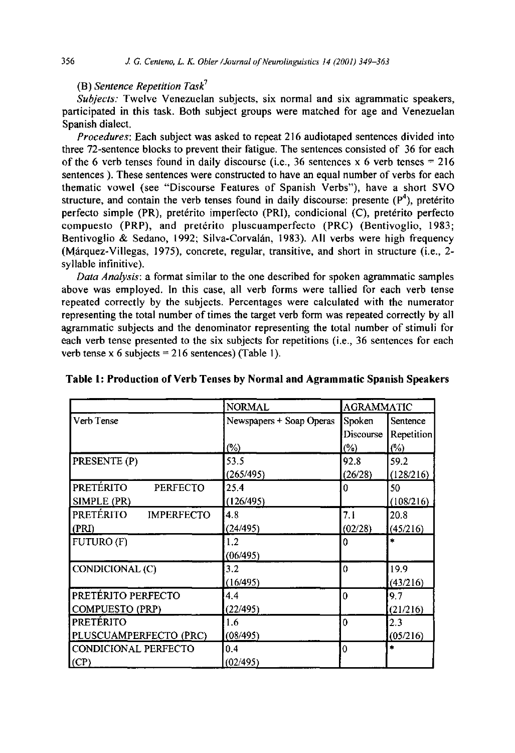(B) *Sentence Repetition Task*[7]

*Subjects:* Twelve Venezuelan subjects, six normal and six agrammatic speakers, participated in this task. Both subject groups were matched for age and Venezuelan Spanish dialect.

*Procedures*: Each subject was asked to repeat 216 audiotaped sentences divided into three 72-sentence blocks to prevent their fatigue. The sentences consisted of 36 for each of the 6 verb tenses found in daily discourse (i.e., 36 sentences x 6 verb tenses = 216 sentences ). These sentences were constructed to have an equal number of verbs for each thematic vowel (see "Discourse Features of Spanish Verbs"), have a short SVO structure, and contain the verb tenses found in daily discourse: presente (P[4]), pretérito perfecto simple (PR), pretérito imperfecto (PRI), condicional (C), pretérito perfecto compuesto (PRP), and pretérito pluscuamperfecto (PRC) (Bentivoglio, 1983; Bentivoglio & Sedano, 1992; Silva-Corvalán, 1983). All verbs were high frequency (Márquez-Villegas, 1975), concrete, regular, transitive, and short in structure (i.e., 2-syllable infinitive).

*Data Analysis*: a format similar to the one described for spoken agrammatic samples above was employed. In this case, all verb forms were tallied for each verb tense repeated correctly by the subjects. Percentages were calculated with the numerator representing the total number of times the target verb form was repeated correctly by all agrammatic subjects and the denominator representing the total number of stimuli for each verb tense presented to the six subjects for repetitions (i.e., 36 sentences for each verb tense x 6 subjects = 216 sentences) (Table 1).

**Table 1: Production of Verb Tenses by Normal and Agrammatic Spanish Speakers**

| | NORMAL | AGRAMMATIC | |
|---|---|---|---|
| Verb Tense | Newspapers + Soap Operas (%) | Spoken Discourse (%) | Sentence Repetition (%) |
| PRESENTE (P) | 53.5 (265/495) | 92.8 (26/28) | 59.2 (128/216) |
| PRETÉRITO PERFECTO SIMPLE (PR) | 25.4 (126/495) | 0 | 50 (108/216) |
| PRETÉRITO IMPERFECTO (PRI) | 4.8 (24/495) | 7.1 (02/28) | 20.8 (45/216) |
| FUTURO (F) | 1.2 (06/495) | 0 | * |
| CONDICIONAL (C) | 3.2 (16/495) | 0 | 19.9 (43/216) |
| PRETÉRITO PERFECTO COMPUESTO (PRP) | 4.4 (22/495) | 0 | 9.7 (21/216) |
| PRETÉRITO PLUSCUAMPERFECTO (PRC) | 1.6 (08/495) | 0 | 2.3 (05/216) |
| CONDICIONAL PERFECTO (CP) | 0.4 (02/495) | 0 | * |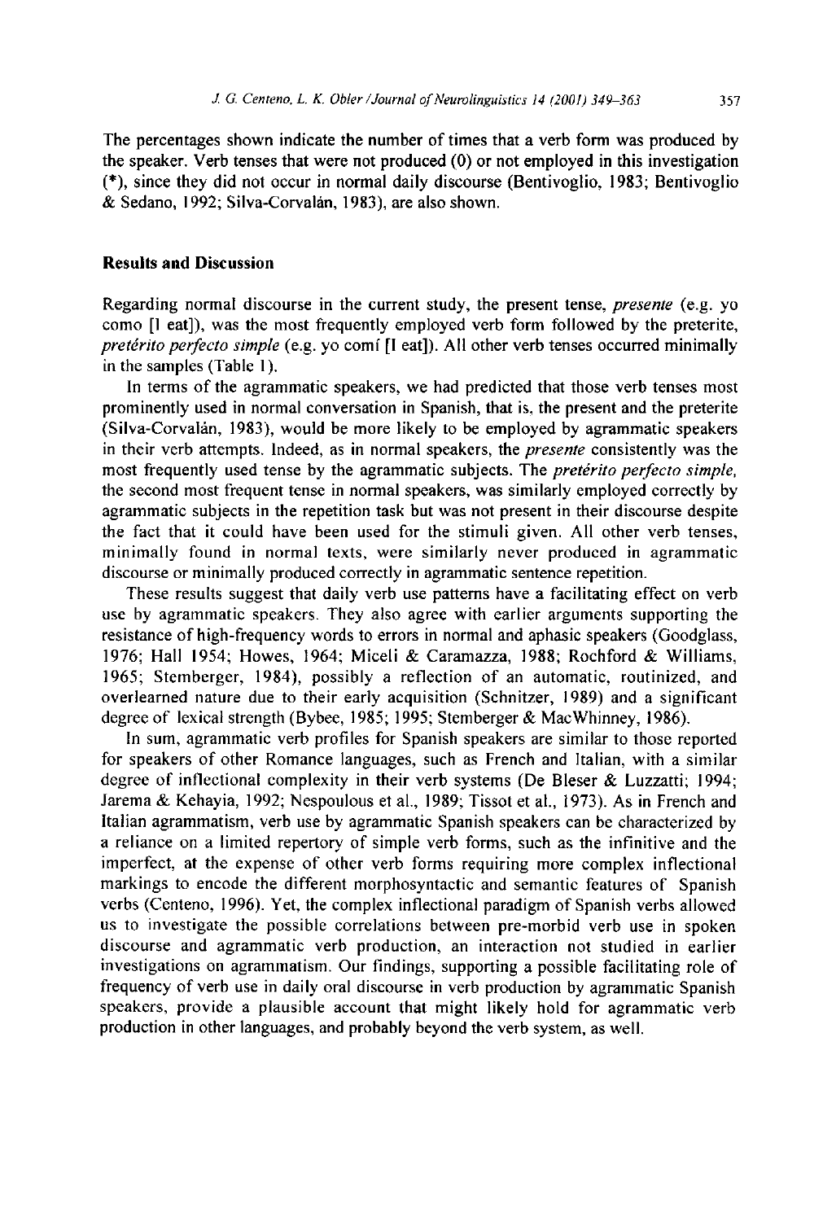The percentages shown indicate the number of times that a verb form was produced by the speaker. Verb tenses that were not produced (0) or not employed in this investigation (*), since they did not occur in normal daily discourse (Bentivoglio, 1983; Bentivoglio & Sedano, 1992; Silva-Corvalán, 1983), are also shown.

## Results and Discussion

Regarding normal discourse in the current study, the present tense, *presente* (e.g. yo como [I eat]), was the most frequently employed verb form followed by the preterite, *pretérito perfecto simple* (e.g. yo comí [I eat]). All other verb tenses occurred minimally in the samples (Table 1).

In terms of the agrammatic speakers, we had predicted that those verb tenses most prominently used in normal conversation in Spanish, that is, the present and the preterite (Silva-Corvalán, 1983), would be more likely to be employed by agrammatic speakers in their verb attempts. Indeed, as in normal speakers, the *presente* consistently was the most frequently used tense by the agrammatic subjects. The *pretérito perfecto simple*, the second most frequent tense in normal speakers, was similarly employed correctly by agrammatic subjects in the repetition task but was not present in their discourse despite the fact that it could have been used for the stimuli given. All other verb tenses, minimally found in normal texts, were similarly never produced in agrammatic discourse or minimally produced correctly in agrammatic sentence repetition.

These results suggest that daily verb use patterns have a facilitating effect on verb use by agrammatic speakers. They also agree with earlier arguments supporting the resistance of high-frequency words to errors in normal and aphasic speakers (Goodglass, 1976; Hall 1954; Howes, 1964; Miceli & Caramazza, 1988; Rochford & Williams, 1965; Stemberger, 1984), possibly a reflection of an automatic, routinized, and overlearned nature due to their early acquisition (Schnitzer, 1989) and a significant degree of lexical strength (Bybee, 1985; 1995; Stemberger & MacWhinney, 1986).

In sum, agrammatic verb profiles for Spanish speakers are similar to those reported for speakers of other Romance languages, such as French and Italian, with a similar degree of inflectional complexity in their verb systems (De Bleser & Luzzatti; 1994; Jarema & Kehayia, 1992; Nespoulous et al., 1989; Tissot et al., 1973). As in French and Italian agrammatism, verb use by agrammatic Spanish speakers can be characterized by a reliance on a limited repertory of simple verb forms, such as the infinitive and the imperfect, at the expense of other verb forms requiring more complex inflectional markings to encode the different morphosyntactic and semantic features of Spanish verbs (Centeno, 1996). Yet, the complex inflectional paradigm of Spanish verbs allowed us to investigate the possible correlations between pre-morbid verb use in spoken discourse and agrammatic verb production, an interaction not studied in earlier investigations on agrammatism. Our findings, supporting a possible facilitating role of frequency of verb use in daily oral discourse in verb production by agrammatic Spanish speakers, provide a plausible account that might likely hold for agrammatic verb production in other languages, and probably beyond the verb system, as well.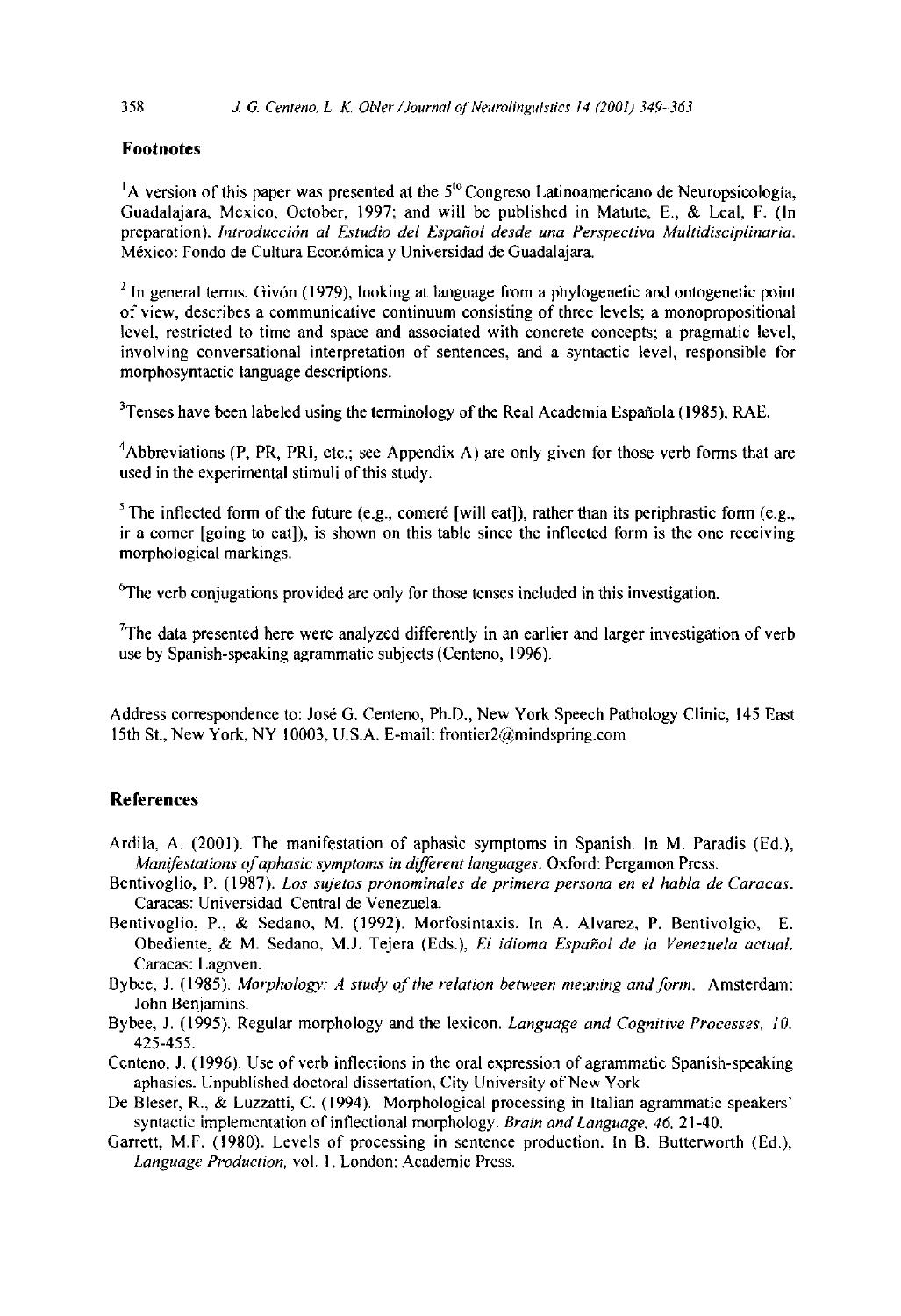## Footnotes

[1]A version of this paper was presented at the 5[to] Congreso Latinoamericano de Neuropsicología, Guadalajara, Mexico, October, 1997; and will be published in Matute, E., & Leal, F. (In preparation). *Introducción al Estudio del Español desde una Perspectiva Multidisciplinaria.* México: Fondo de Cultura Económica y Universidad de Guadalajara.

[2] In general terms, Givón (1979), looking at language from a phylogenetic and ontogenetic point of view, describes a communicative continuum consisting of three levels; a monopropositional level, restricted to time and space and associated with concrete concepts; a pragmatic level, involving conversational interpretation of sentences, and a syntactic level, responsible for morphosyntactic language descriptions.

[3]Tenses have been labeled using the terminology of the Real Academia Española (1985), RAE.

[4]Abbreviations (P, PR, PRI, etc.; see Appendix A) are only given for those verb forms that are used in the experimental stimuli of this study.

[5] The inflected form of the future (e.g., comeré [will eat]), rather than its periphrastic form (e.g., ir a comer [going to eat]), is shown on this table since the inflected form is the one receiving morphological markings.

[6]The verb conjugations provided are only for those tenses included in this investigation.

[7]The data presented here were analyzed differently in an earlier and larger investigation of verb use by Spanish-speaking agrammatic subjects (Centeno, 1996).

Address correspondence to: José G. Centeno, Ph.D., New York Speech Pathology Clinic, 145 East 15th St., New York, NY 10003, U.S.A. E-mail: frontier2@mindspring.com

## References

Ardila, A. (2001). The manifestation of aphasic symptoms in Spanish. In M. Paradis (Ed.), *Manifestations of aphasic symptoms in different languages*. Oxford: Pergamon Press.

Bentivoglio, P. (1987). *Los sujetos pronominales de primera persona en el habla de Caracas*. Caracas: Universidad Central de Venezuela.

Bentivoglio, P., & Sedano, M. (1992). Morfosintaxis. In A. Alvarez, P. Bentivolgio, E. Obediente, & M. Sedano, M.J. Tejera (Eds.), *El idioma Español de la Venezuela actual*. Caracas: Lagoven.

Bybee, J. (1985). *Morphology: A study of the relation between meaning and form*. Amsterdam: John Benjamins.

Bybee, J. (1995). Regular morphology and the lexicon. *Language and Cognitive Processes, 10*, 425-455.

Centeno, J. (1996). Use of verb inflections in the oral expression of agrammatic Spanish-speaking aphasics. Unpublished doctoral dissertation, City University of New York

De Bleser, R., & Luzzatti, C. (1994). Morphological processing in Italian agrammatic speakers' syntactic implementation of inflectional morphology. *Brain and Language, 46*, 21-40.

Garrett, M.F. (1980). Levels of processing in sentence production. In B. Butterworth (Ed.), *Language Production*, vol. 1. London: Academic Press.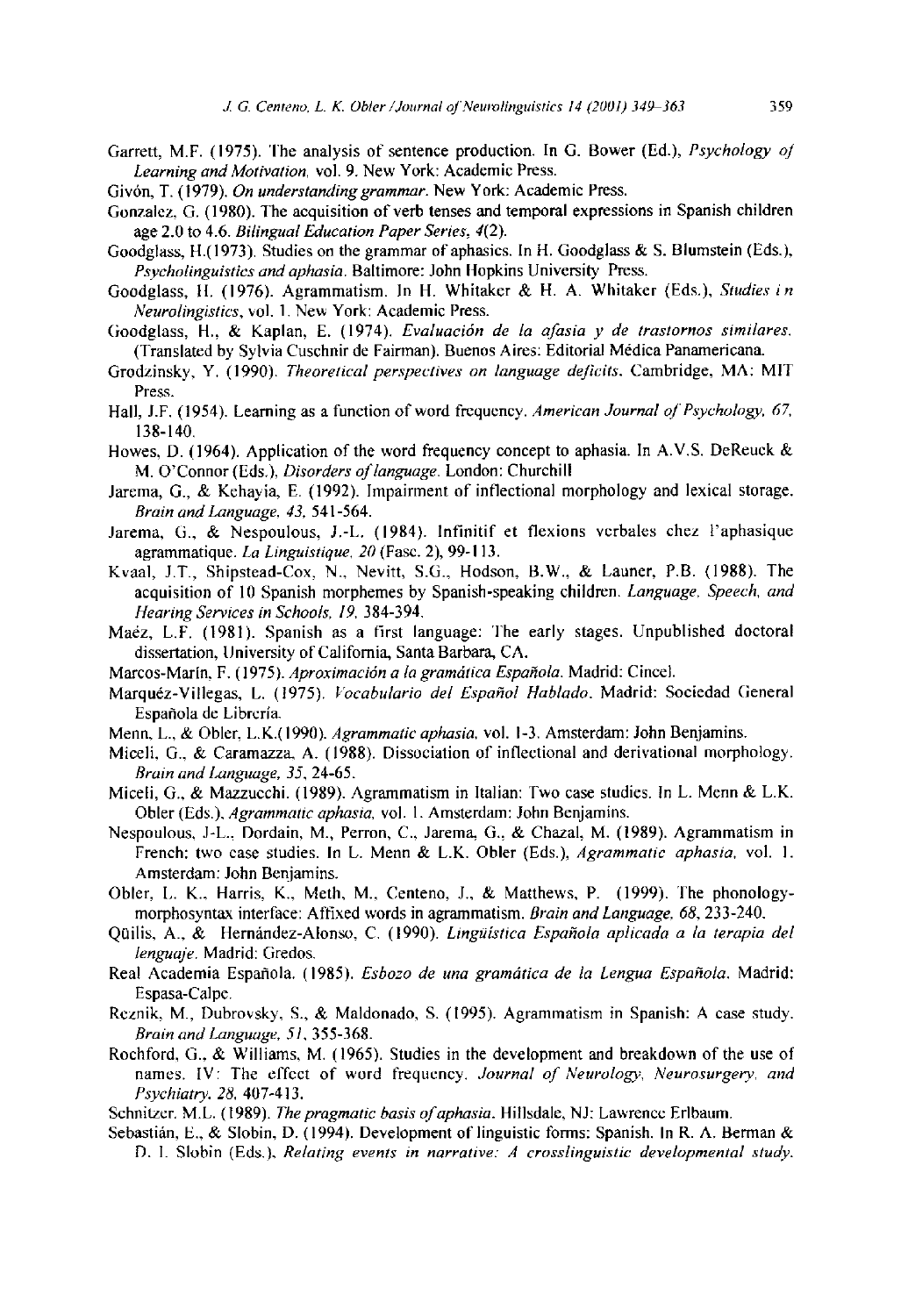Garrett, M.F. (1975). The analysis of sentence production. In G. Bower (Ed.), *Psychology of Learning and Motivation*, vol. 9. New York: Academic Press.

Givón, T. (1979). *On understanding grammar*. New York: Academic Press.

Gonzalez, G. (1980). The acquisition of verb tenses and temporal expressions in Spanish children age 2.0 to 4.6. *Bilingual Education Paper Series, 4*(2).

Goodglass, H.(1973). Studies on the grammar of aphasics. In H. Goodglass & S. Blumstein (Eds.), *Psycholinguistics and aphasia*. Baltimore: John Hopkins University Press.

Goodglass, H. (1976). Agrammatism. In H. Whitaker & H. A. Whitaker (Eds.), *Studies in Neurolingistics*, vol. 1. New York: Academic Press.

Goodglass, H., & Kaplan, E. (1974). *Evaluación de la afasia y de trastornos similares*. (Translated by Sylvia Cuschnir de Fairman). Buenos Aires: Editorial Médica Panamericana.

Grodzinsky, Y. (1990). *Theoretical perspectives on language deficits*. Cambridge, MA: MIT Press.

Hall, J.F. (1954). Learning as a function of word frequency. *American Journal of Psychology, 67*, 138-140.

Howes, D. (1964). Application of the word frequency concept to aphasia. In A.V.S. DeReuck & M. O'Connor (Eds.), *Disorders of language*. London: Churchill

Jarema, G., & Kehayia, E. (1992). Impairment of inflectional morphology and lexical storage. *Brain and Language, 43*, 541-564.

Jarema, G., & Nespoulous, J.-L. (1984). Infinitif et flexions verbales chez l'aphasique agrammatique. *La Linguistique, 20* (Fasc. 2), 99-113.

Kvaal, J.T., Shipstead-Cox, N., Nevitt, S.G., Hodson, B.W., & Launer, P.B. (1988). The acquisition of 10 Spanish morphemes by Spanish-speaking children. *Language, Speech, and Hearing Services in Schools, 19*, 384-394.

Maéz, L.F. (1981). Spanish as a first language: The early stages. Unpublished doctoral dissertation, University of California, Santa Barbara, CA.

Marcos-Marín, F. (1975). *Aproximación a la gramática Española*. Madrid: Cincel.

Marquéz-Villegas, L. (1975). *Vocabulario del Español Hablado*. Madrid: Sociedad General Española de Librería.

Menn, L., & Obler, L.K.(1990). *Agrammatic aphasia*, vol. 1-3. Amsterdam: John Benjamins.

Miceli, G., & Caramazza, A. (1988). Dissociation of inflectional and derivational morphology. *Brain and Language, 35*, 24-65.

Miceli, G., & Mazzucchi. (1989). Agrammatism in Italian: Two case studies. In L. Menn & L.K. Obler (Eds.), *Agrammatic aphasia*, vol. 1. Amsterdam: John Benjamins.

Nespoulous, J-L., Dordain, M., Perron, C., Jarema, G., & Chazal, M. (1989). Agrammatism in French: two case studies. In L. Menn & L.K. Obler (Eds.), *Agrammatic aphasia*, vol. 1. Amsterdam: John Benjamins.

Obler, L. K., Harris, K., Meth, M., Centeno, J., & Matthews, P. (1999). The phonology-morphosyntax interface: Affixed words in agrammatism. *Brain and Language, 68*, 233-240.

Qüilis, A., & Hernández-Alonso, C. (1990). *Lingüística Española aplicada a la terapia del lenguaje*. Madrid: Gredos.

Real Academia Española. (1985). *Esbozo de una gramática de la Lengua Española*. Madrid: Espasa-Calpe.

Reznik, M., Dubrovsky, S., & Maldonado, S. (1995). Agrammatism in Spanish: A case study. *Brain and Language, 51*, 355-368.

Rochford, G., & Williams, M. (1965). Studies in the development and breakdown of the use of names. IV: The effect of word frequency. *Journal of Neurology, Neurosurgery, and Psychiatry, 28*, 407-413.

Schnitzer, M.L. (1989). *The pragmatic basis of aphasia*. Hillsdale, NJ: Lawrence Erlbaum.

Sebastián, E., & Slobin, D. (1994). Development of linguistic forms: Spanish. In R. A. Berman & D. I. Slobin (Eds.), *Relating events in narrative: A crosslinguistic developmental study.*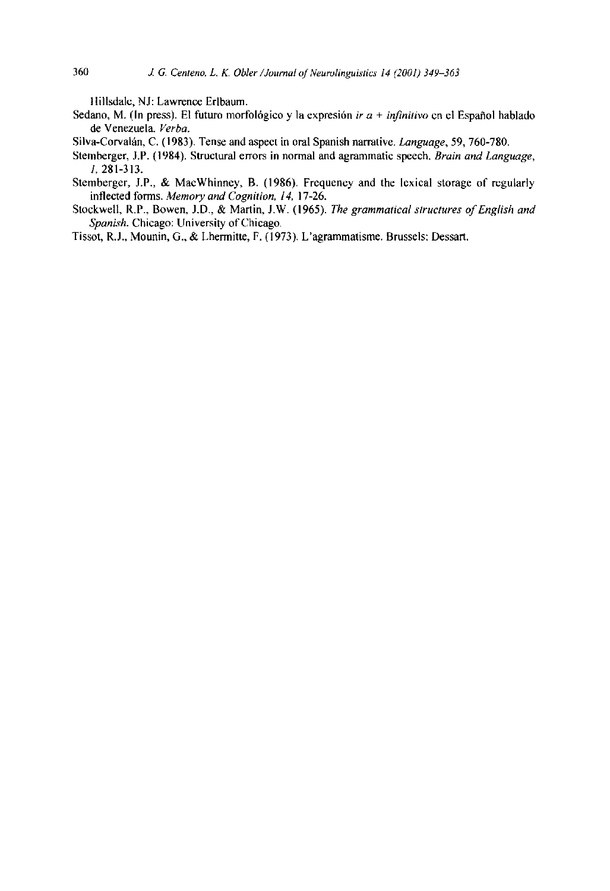Hillsdale, NJ: Lawrence Erlbaum.

Sedano, M. (In press). El futuro morfológico y la expresión *ir a + infinitivo* en el Español hablado de Venezuela. *Verba*.

Silva-Corvalán, C. (1983). Tense and aspect in oral Spanish narrative. *Language*, 59, 760-780.

Stemberger, J.P. (1984). Structural errors in normal and agrammatic speech. *Brain and Language*, *1*, 281-313.

Stemberger, J.P., & MacWhinney, B. (1986). Frequency and the lexical storage of regularly inflected forms. *Memory and Cognition, 14*, 17-26.

Stockwell, R.P., Bowen, J.D., & Martin, J.W. (1965). *The grammatical structures of English and Spanish*. Chicago: University of Chicago.

Tissot, R.J., Mounin, G., & Lhermitte, F. (1973). L'agrammatisme. Brussels: Dessart.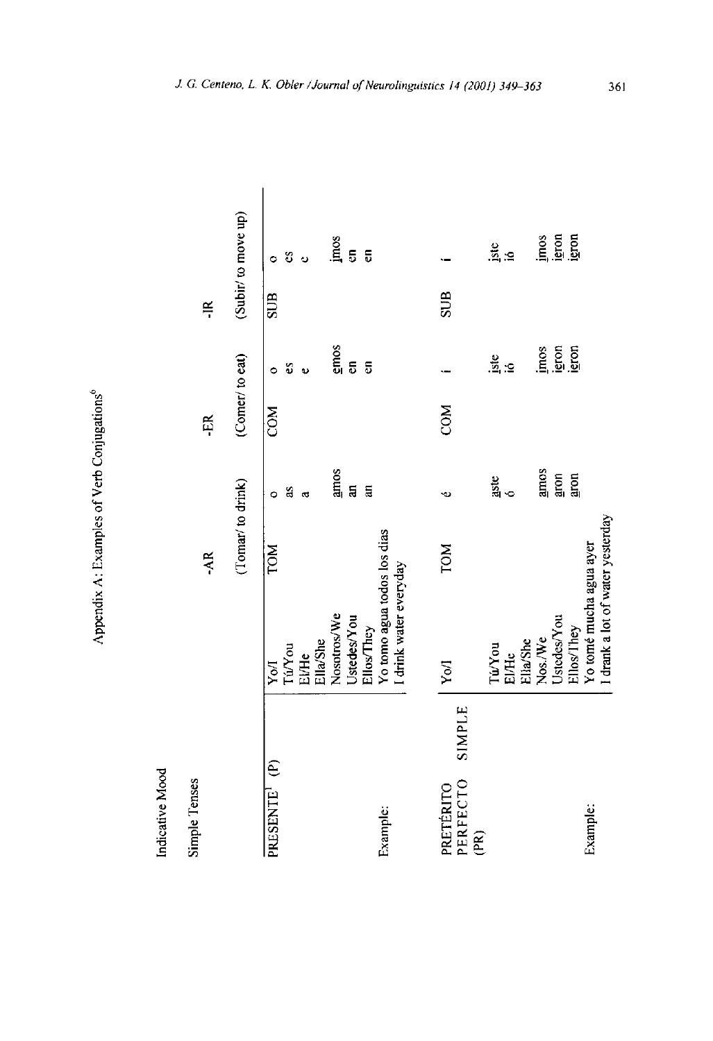## Appendix A: Examples of Verb Conjugations[6]

Indicative Mood

Simple Tenses

| | | -AR | | -ER | | -IR | |
|---|---|---|---|---|---|---|---|
| | | (Tomar/ to drink) | | (Comer/ to eat) | | (Subir/ to move up) | |
| PRESENTE[1] (P) | Yo/I | TOM | o | COM | o | SUB | o |
| | Tú/You | | as | | es | | es |
| | El/He | | a | | e | | e |
| | Ella/She | | | | | | |
| | Nosotros/We | | amos | | emos | | imos |
| | Ustedes/You | | an | | en | | en |
| | Ellos/They | | an | | en | | en |
| Example: | Yo tomo agua todos los días | | | | | | |
| | I drink water everyday | | | | | | |
| PRETÉRITO PERFECTO SIMPLE (PR) | Yo/I | TOM | é | COM | í | SUB | í |
| | Tú/You | | aste | | iste | | iste |
| | El/He | | ó | | ió | | ió |
| | Ella/She | | | | | | |
| | Nos./We | | amos | | imos | | imos |
| | Ustedes/You | | aron | | ieron | | ieron |
| | Ellos/They | | aron | | ieron | | ieron |
| Example: | Yo tomé mucha agua ayer | | | | | | |
| | I drank a lot of water yesterday | | | | | | |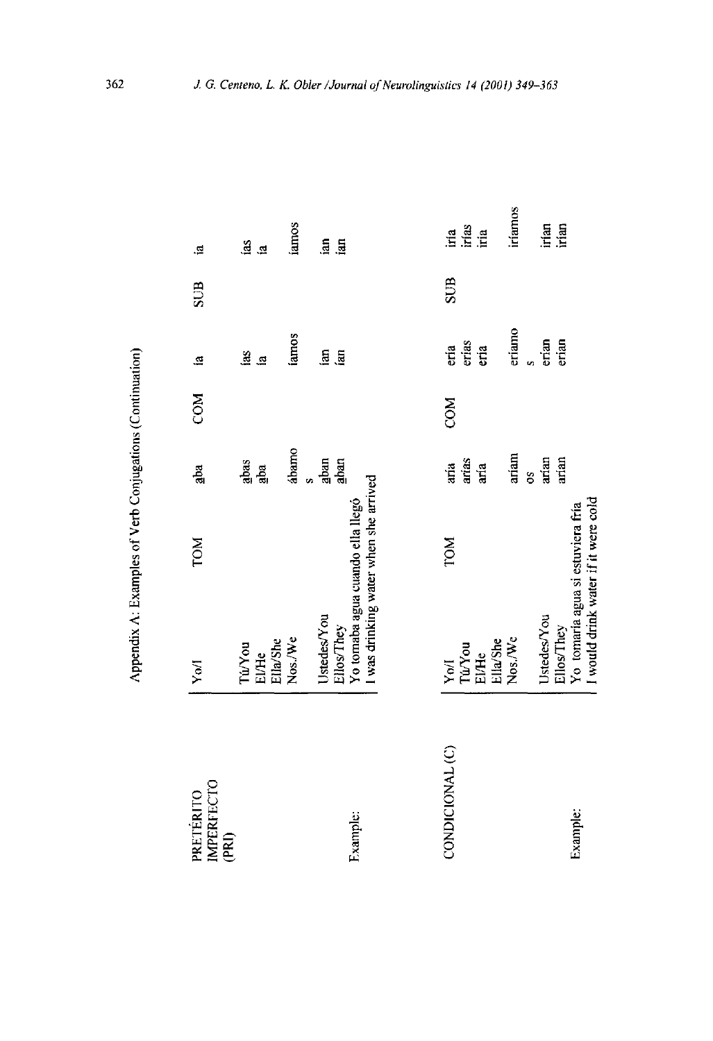Appendix A: Examples of Verb Conjugations (Continuation)

| | | TOM | | COM | | SUB | |
|---|---|---|---|---|---|---|---|
| PRETÉRITO IMPERFECTO (PRI) | Yo/I | | aba | | ía | | ía |
| | Tú/You | | abas | | ías | | ías |
| | El/He Ella/She | | aba | | ía | | ía |
| | Nos./We | | ábamos | | íamos | | íamos |
| | Ustedes/You | | aban | | ían | | ían |
| | Ellos/They | | aban | | ían | | ían |
| Example: | Yo tomaba agua cuando ella llegó I was drinking water when she arrived | | | | | | |
| CONDICIONAL (C) | Yo/I | TOM | aría | COM | ería | SUB | iría |
| | Tú/You | | arías | | erías | | irías |
| | El/He Ella/She | | aría | | ería | | iría |
| | Nos./We | | aríamos | | eríamos | | iríamos |
| | Ustedes/You | | arían | | erían | | irían |
| | Ellos/They | | arían | | erían | | irían |
| Example: | Yo tomaría agua si estuviera fría I would drink water if it were cold | | | | | | |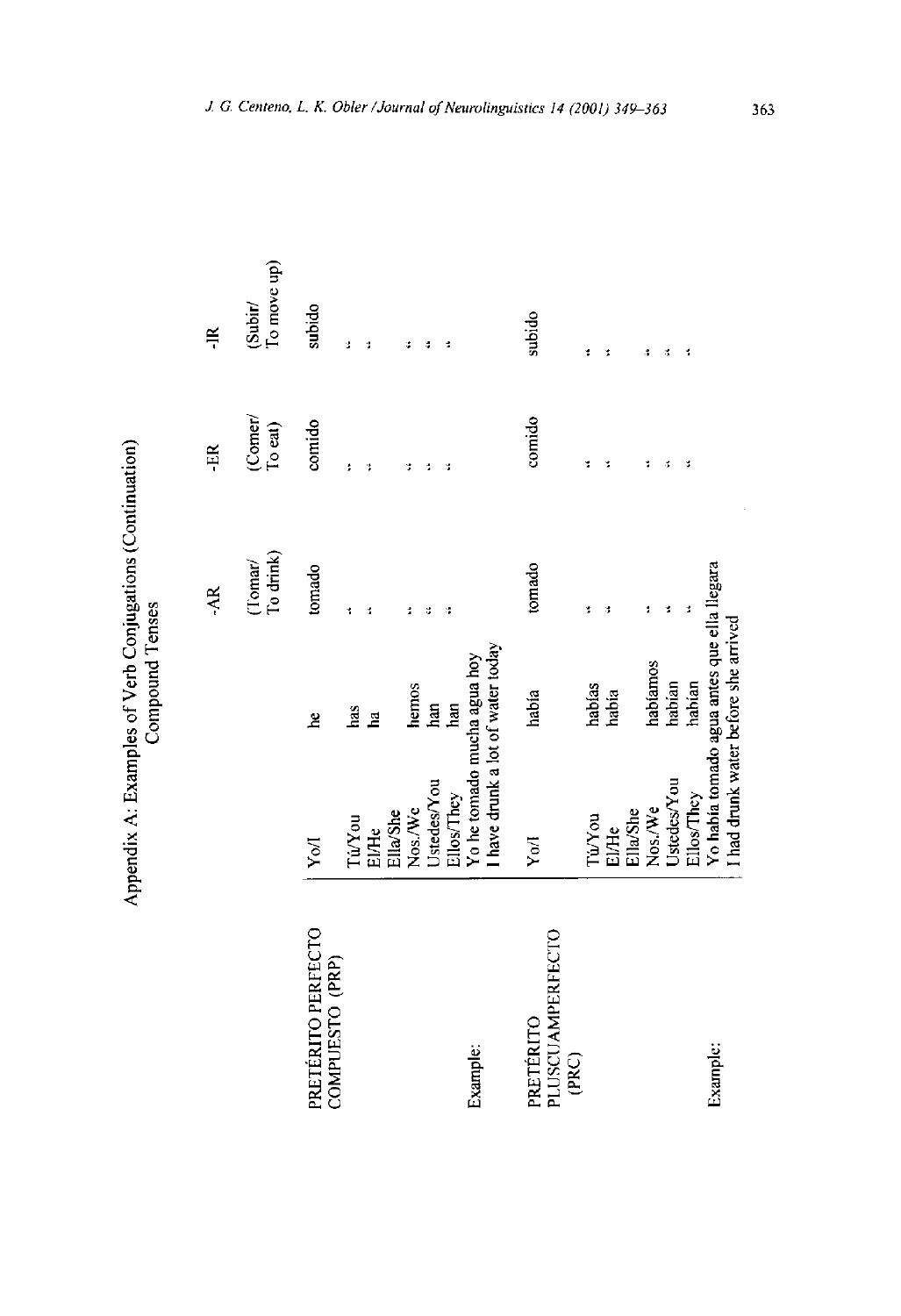## Appendix A: Examples of Verb Conjugations (Continuation)

### Compound Tenses

| | | | -AR | -ER | -IR |
|---|---|---|---|---|---|
| | | | (Tomar/ To drink) | (Comer/ To eat) | (Subir/ To move up) |
| PRETÉRITO PERFECTO COMPUESTO (PRP) | Yo/I | he | tomado | comido | subido |
| | Tú/You | has | " | " | " |
| | El/He | ha | " | " | " |
| | Ella/She | | | | |
| | Nos./We | hemos | " | " | " |
| | Ustedes/You | han | " | " | " |
| | Ellos/They | han | " | " | " |
| Example: | Yo he tomado mucha agua hoy<br>I have drunk a lot of water today | | | | |
| PRETÉRITO PLUSCUAMPERFECTO (PRC) | Yo/I | había | tomado | comido | subido |
| | Tú/You | habías | " | " | " |
| | El/He | había | " | " | " |
| | Ella/She | | | | |
| | Nos./We | habíamos | " | " | " |
| | Ustedes/You | habían | " | " | " |
| | Ellos/They | habían | " | " | " |
| Example: | Yo había tomado agua antes que ella llegara<br>I had drunk water before she arrived | | | | |